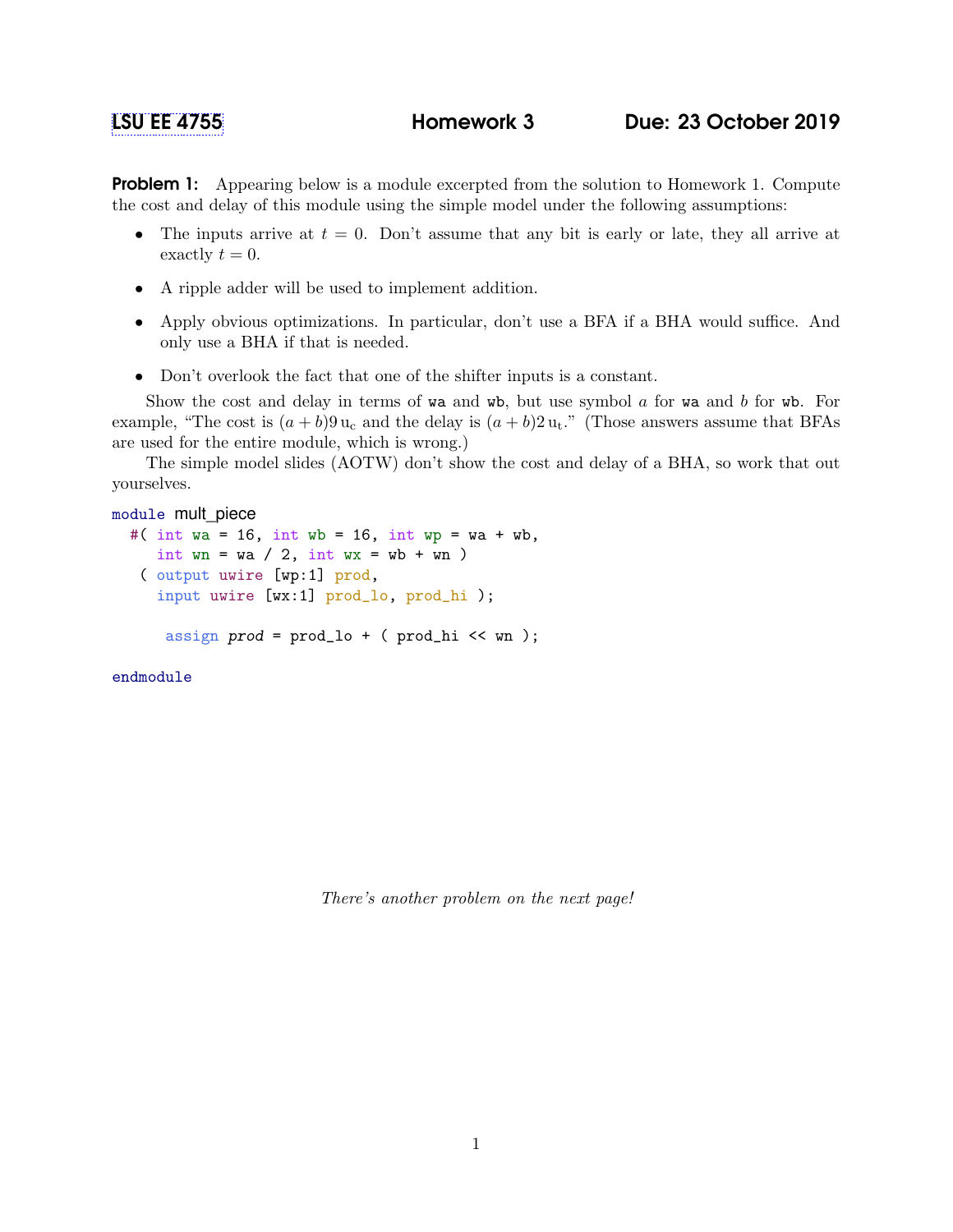# LSU EE 4755 — Homework 3 — Due: 23 October 2019

**Problem 1:** Appearing below is a module excerpted from the solution to Homework 1. Compute the cost and delay of this module using the simple model under the following assumptions:

- The inputs arrive at $t = 0$. Don't assume that any bit is early or late, they all arrive at exactly $t = 0$.
- A ripple adder will be used to implement addition.
- Apply obvious optimizations. In particular, don't use a BFA if a BHA would suffice. And only use a BHA if that is needed.
- Don't overlook the fact that one of the shifter inputs is a constant.

Show the cost and delay in terms of `wa` and `wb`, but use symbol $a$ for `wa` and $b$ for `wb`. For example, "The cost is $(a+b)9\,\mathrm{u_c}$ and the delay is $(a+b)2\,\mathrm{u_t}$." (Those answers assume that BFAs are used for the entire module, which is wrong.)

The simple model slides (AOTW) don't show the cost and delay of a BHA, so work that out yourselves.

```
module mult_piece
  #( int wa = 16, int wb = 16, int wp = wa + wb,
     int wn = wa / 2, int wx = wb + wn )
   ( output uwire [wp:1] prod,
     input uwire [wx:1] prod_lo, prod_hi );

      assign prod = prod_lo + ( prod_hi << wn );

endmodule
```

*There's another problem on the next page!*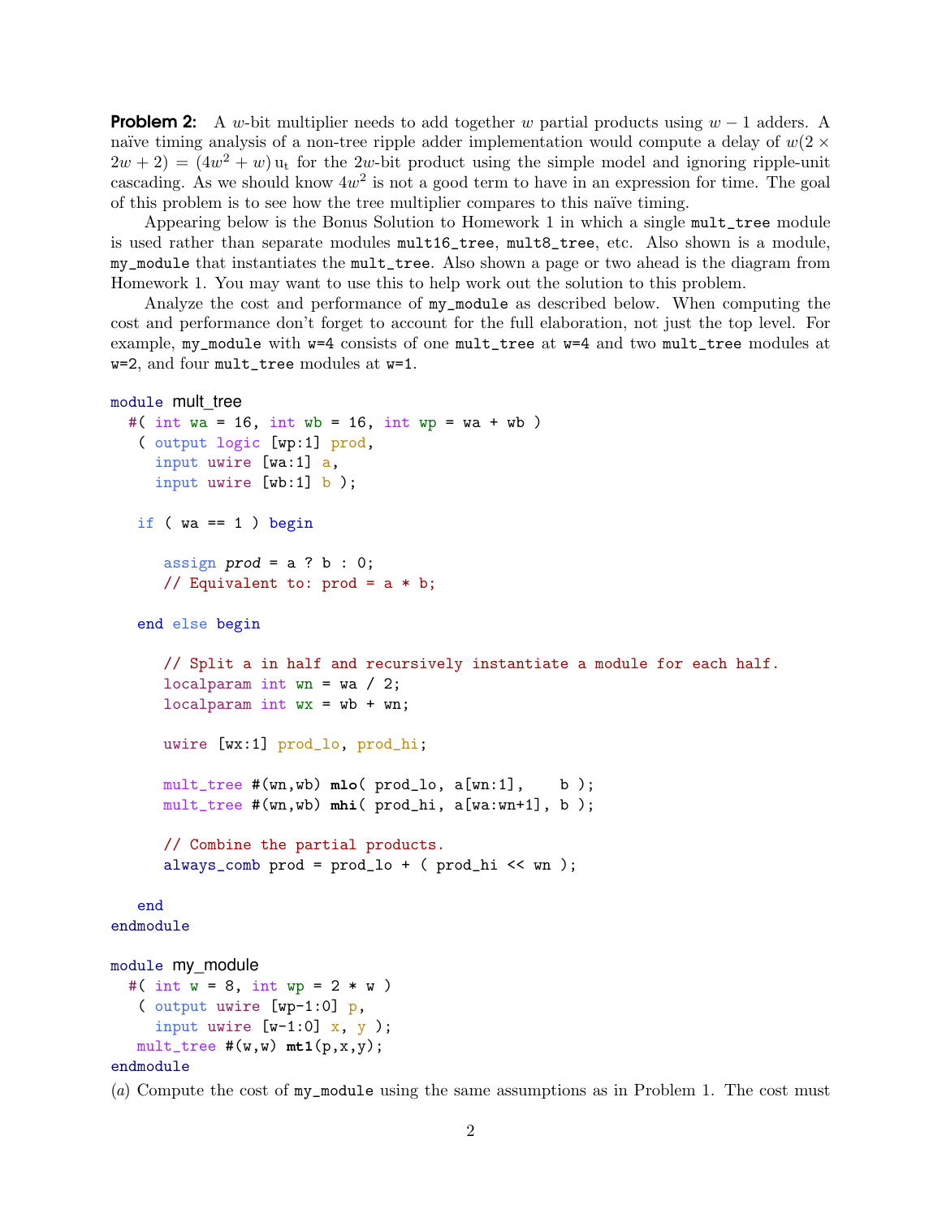**Problem 2:** A $w$-bit multiplier needs to add together $w$ partial products using $w-1$ adders. A naïve timing analysis of a non-tree ripple adder implementation would compute a delay of $w(2 \times 2w + 2) = (4w^2 + w)\,\mathrm{u_t}$ for the $2w$-bit product using the simple model and ignoring ripple-unit cascading. As we should know $4w^2$ is not a good term to have in an expression for time. The goal of this problem is to see how the tree multiplier compares to this naïve timing.

Appearing below is the Bonus Solution to Homework 1 in which a single `mult_tree` module is used rather than separate modules `mult16_tree`, `mult8_tree`, etc. Also shown is a module, `my_module` that instantiates the `mult_tree`. Also shown a page or two ahead is the diagram from Homework 1. You may want to use this to help work out the solution to this problem.

Analyze the cost and performance of `my_module` as described below. When computing the cost and performance don't forget to account for the full elaboration, not just the top level. For example, `my_module` with `w=4` consists of one `mult_tree` at `w=4` and two `mult_tree` modules at `w=2`, and four `mult_tree` modules at `w=1`.

```
module mult_tree
  #( int wa = 16, int wb = 16, int wp = wa + wb )
   ( output logic [wp:1] prod,
     input uwire [wa:1] a,
     input uwire [wb:1] b );

   if ( wa == 1 ) begin

      assign prod = a ? b : 0;
      // Equivalent to: prod = a * b;

   end else begin

      // Split a in half and recursively instantiate a module for each half.
      localparam int wn = wa / 2;
      localparam int wx = wb + wn;

      uwire [wx:1] prod_lo, prod_hi;

      mult_tree #(wn,wb) mlo( prod_lo, a[wn:1],    b );
      mult_tree #(wn,wb) mhi( prod_hi, a[wa:wn+1], b );

      // Combine the partial products.
      always_comb prod = prod_lo + ( prod_hi << wn );

   end
endmodule

module my_module
  #( int w = 8, int wp = 2 * w )
   ( output uwire [wp-1:0] p,
     input uwire [w-1:0] x, y );
   mult_tree #(w,w) mt1(p,x,y);
endmodule
```

(*a*) Compute the cost of `my_module` using the same assumptions as in Problem 1. The cost must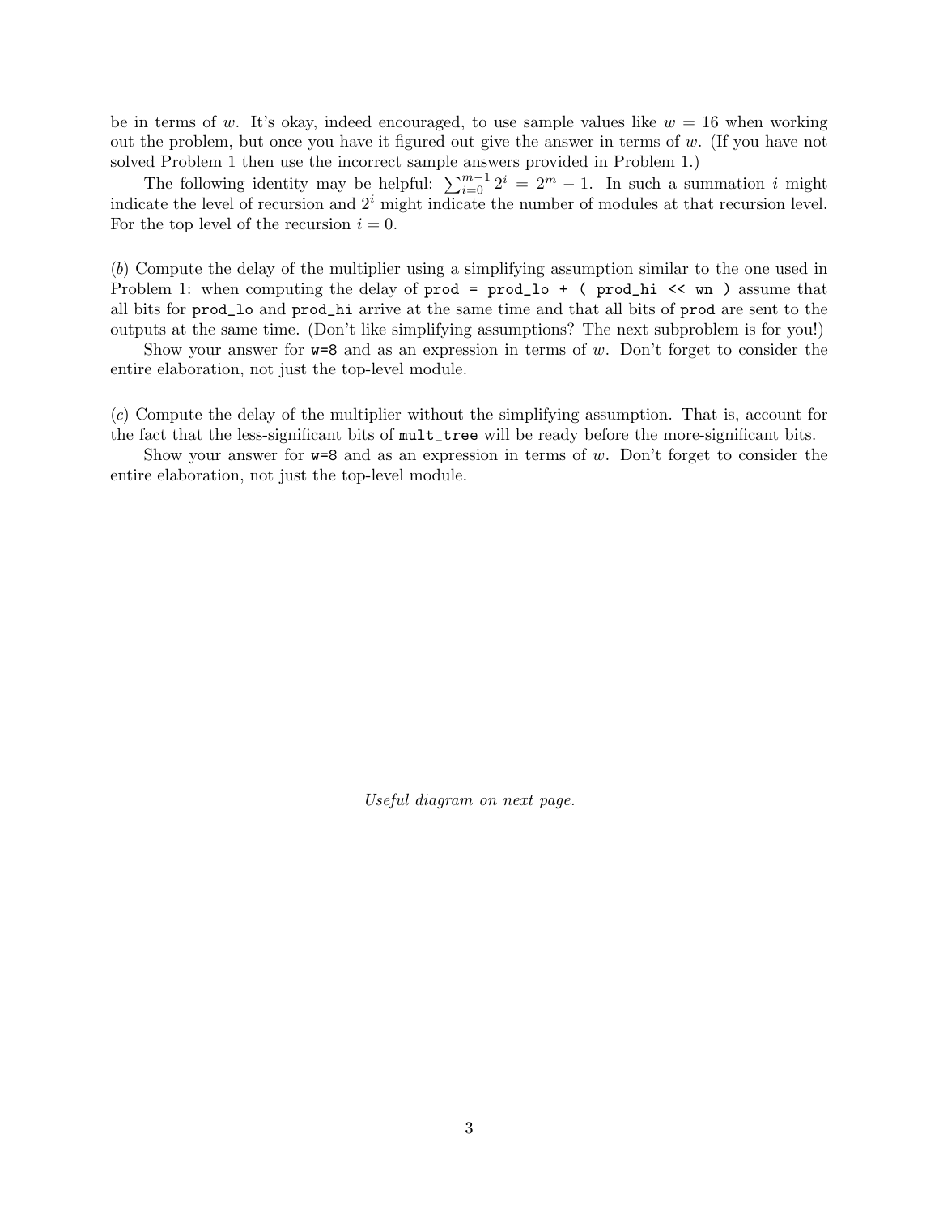be in terms of $w$. It's okay, indeed encouraged, to use sample values like $w = 16$ when working out the problem, but once you have it figured out give the answer in terms of $w$. (If you have not solved Problem 1 then use the incorrect sample answers provided in Problem 1.)

The following identity may be helpful: $\sum_{i=0}^{m-1} 2^i = 2^m - 1$. In such a summation $i$ might indicate the level of recursion and $2^i$ might indicate the number of modules at that recursion level. For the top level of the recursion $i = 0$.

(*b*) Compute the delay of the multiplier using a simplifying assumption similar to the one used in Problem 1: when computing the delay of `prod = prod_lo + ( prod_hi << wn )` assume that all bits for `prod_lo` and `prod_hi` arrive at the same time and that all bits of `prod` are sent to the outputs at the same time. (Don't like simplifying assumptions? The next subproblem is for you!)

Show your answer for `w=8` and as an expression in terms of $w$. Don't forget to consider the entire elaboration, not just the top-level module.

(*c*) Compute the delay of the multiplier without the simplifying assumption. That is, account for the fact that the less-significant bits of `mult_tree` will be ready before the more-significant bits.

Show your answer for `w=8` and as an expression in terms of $w$. Don't forget to consider the entire elaboration, not just the top-level module.

*Useful diagram on next page.*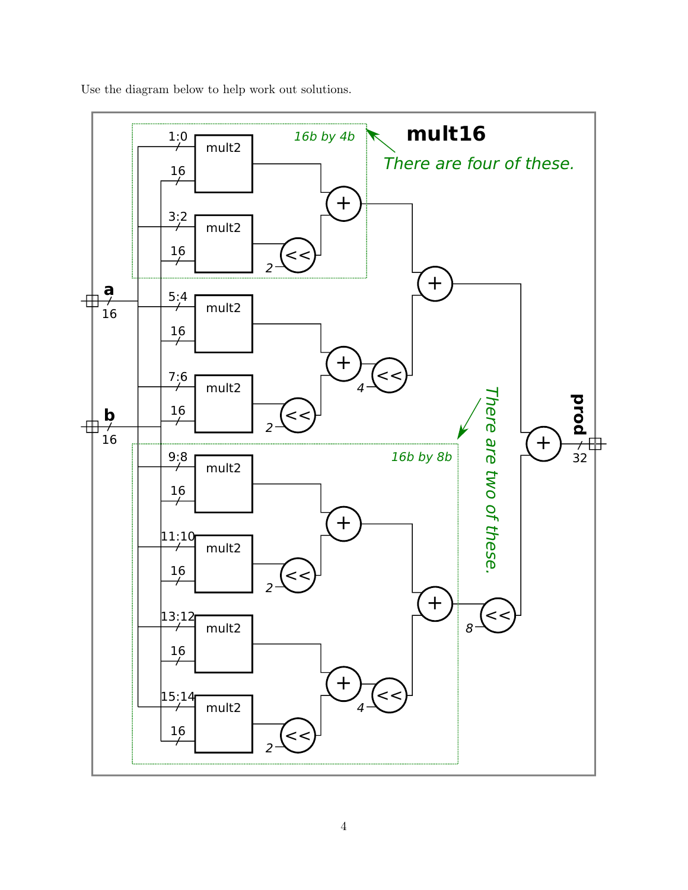Use the diagram below to help work out solutions.

mult16

16b by 4b

There are four of these.

There are two of these.

16b by 8b

a
16

b
16

prod
32

1:0
16
mult2

3:2
16
mult2

5:4
16
mult2

7:6
16
mult2

9:8
16
mult2

11:10
16
mult2

13:12
16
mult2

15:14
16
mult2

+
<<
2
4
8